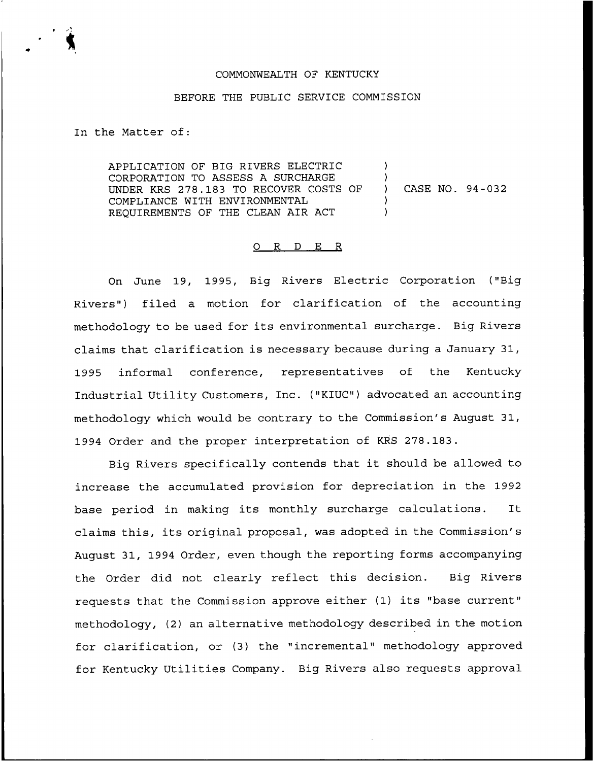COMMONWEALTH OF KENTUCKY

BEFORE THE PUBLIC SERVICE COMMISSION

In the Matter of:

| | | |
|---|---|---|
| APPLICATION OF BIG RIVERS ELECTRIC CORPORATION TO ASSESS A SURCHARGE UNDER KRS 278.183 TO RECOVER COSTS OF COMPLIANCE WITH ENVIRONMENTAL REQUIREMENTS OF THE CLEAN AIR ACT | ) | CASE NO. 94-032 |

O R D E R

On June 19, 1995, Big Rivers Electric Corporation ("Big Rivers") filed a motion for clarification of the accounting methodology to be used for its environmental surcharge. Big Rivers claims that clarification is necessary because during a January 31, 1995 informal conference, representatives of the Kentucky Industrial Utility Customers, Inc. ("KIUC") advocated an accounting methodology which would be contrary to the Commission's August 31, 1994 Order and the proper interpretation of KRS 278.183.

Big Rivers specifically contends that it should be allowed to increase the accumulated provision for depreciation in the 1992 base period in making its monthly surcharge calculations. It claims this, its original proposal, was adopted in the Commission's August 31, 1994 Order, even though the reporting forms accompanying the Order did not clearly reflect this decision. Big Rivers requests that the Commission approve either (1) its "base current" methodology, (2) an alternative methodology described in the motion for clarification, or (3) the "incremental" methodology approved for Kentucky Utilities Company. Big Rivers also requests approval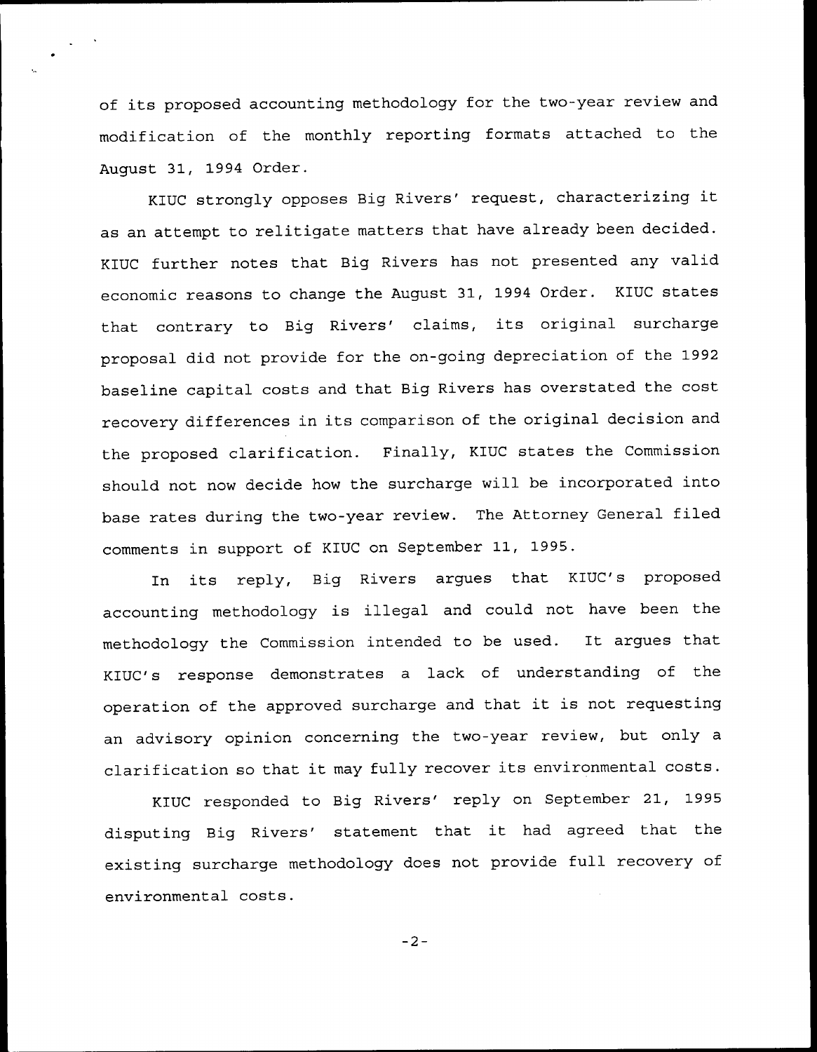of its proposed accounting methodology for the two-year review and modification of the monthly reporting formats attached to the August 31, 1994 Order.

KIUC strongly opposes Big Rivers' request, characterizing it as an attempt to relitigate matters that have already been decided. KIUC further notes that Big Rivers has not presented any valid economic reasons to change the August 31, 1994 Order. KIUC states that contrary to Big Rivers' claims, its original surcharge proposal did not provide for the on-going depreciation of the 1992 baseline capital costs and that Big Rivers has overstated the cost recovery differences in its comparison of the original decision and the proposed clarification. Finally, KIUC states the Commission should not now decide how the surcharge will be incorporated into base rates during the two-year review. The Attorney General filed comments in support of KIUC on September 11, 1995.

In its reply, Big Rivers argues that KIUC's proposed accounting methodology is illegal and could not have been the methodology the Commission intended to be used. It argues that KIUC's response demonstrates a lack of understanding of the operation of the approved surcharge and that it is not requesting an advisory opinion concerning the two-year review, but only a clarification so that it may fully recover its environmental costs.

KIUC responded to Big Rivers' reply on September 21, 1995 disputing Big Rivers' statement that it had agreed that the existing surcharge methodology does not provide full recovery of environmental costs.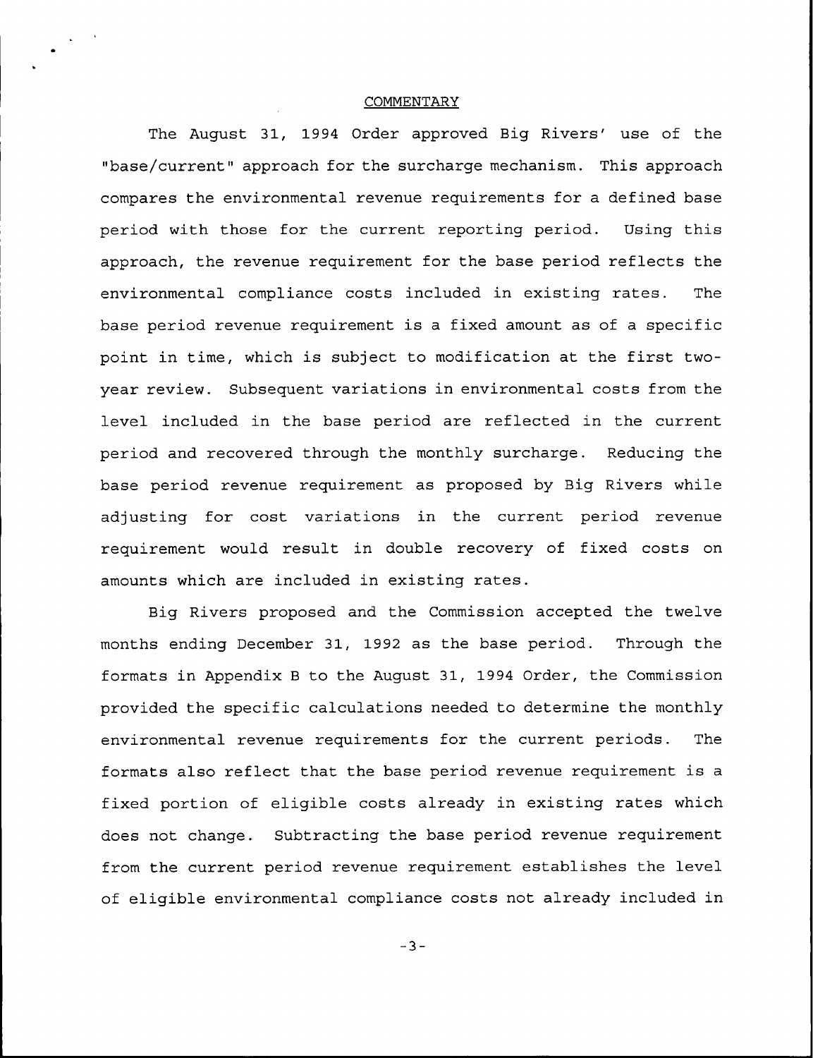## COMMENTARY

The August 31, 1994 Order approved Big Rivers' use of the "base/current" approach for the surcharge mechanism. This approach compares the environmental revenue requirements for a defined base period with those for the current reporting period. Using this approach, the revenue requirement for the base period reflects the environmental compliance costs included in existing rates. The base period revenue requirement is a fixed amount as of a specific point in time, which is subject to modification at the first two-year review. Subsequent variations in environmental costs from the level included in the base period are reflected in the current period and recovered through the monthly surcharge. Reducing the base period revenue requirement as proposed by Big Rivers while adjusting for cost variations in the current period revenue requirement would result in double recovery of fixed costs on amounts which are included in existing rates.

Big Rivers proposed and the Commission accepted the twelve months ending December 31, 1992 as the base period. Through the formats in Appendix B to the August 31, 1994 Order, the Commission provided the specific calculations needed to determine the monthly environmental revenue requirements for the current periods. The formats also reflect that the base period revenue requirement is a fixed portion of eligible costs already in existing rates which does not change. Subtracting the base period revenue requirement from the current period revenue requirement establishes the level of eligible environmental compliance costs not already included in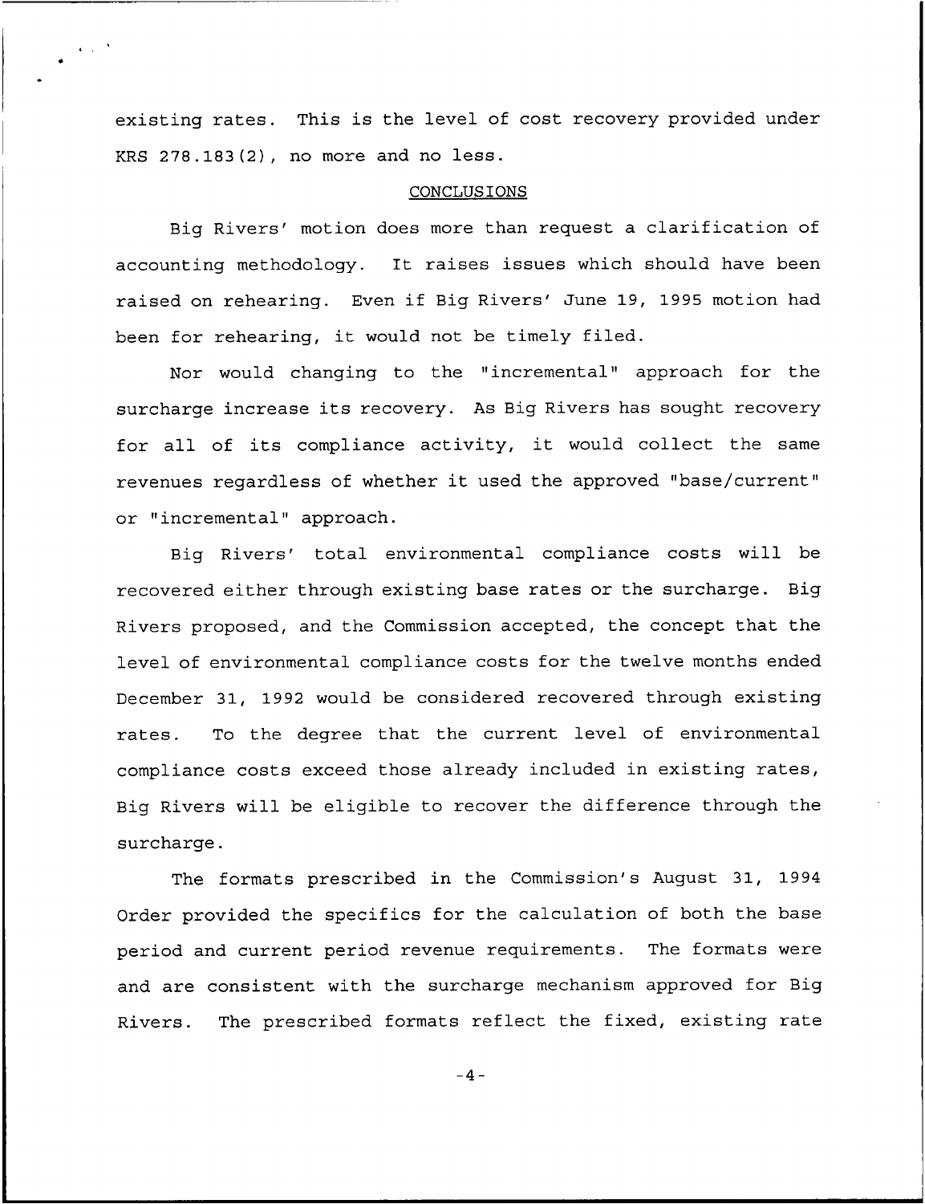existing rates. This is the level of cost recovery provided under KRS 278.183(2), no more and no less.

## CONCLUSIONS

Big Rivers' motion does more than request a clarification of accounting methodology. It raises issues which should have been raised on rehearing. Even if Big Rivers' June 19, 1995 motion had been for rehearing, it would not be timely filed.

Nor would changing to the "incremental" approach for the surcharge increase its recovery. As Big Rivers has sought recovery for all of its compliance activity, it would collect the same revenues regardless of whether it used the approved "base/current" or "incremental" approach.

Big Rivers' total environmental compliance costs will be recovered either through existing base rates or the surcharge. Big Rivers proposed, and the Commission accepted, the concept that the level of environmental compliance costs for the twelve months ended December 31, 1992 would be considered recovered through existing rates. To the degree that the current level of environmental compliance costs exceed those already included in existing rates, Big Rivers will be eligible to recover the difference through the surcharge.

The formats prescribed in the Commission's August 31, 1994 Order provided the specifics for the calculation of both the base period and current period revenue requirements. The formats were and are consistent with the surcharge mechanism approved for Big Rivers. The prescribed formats reflect the fixed, existing rate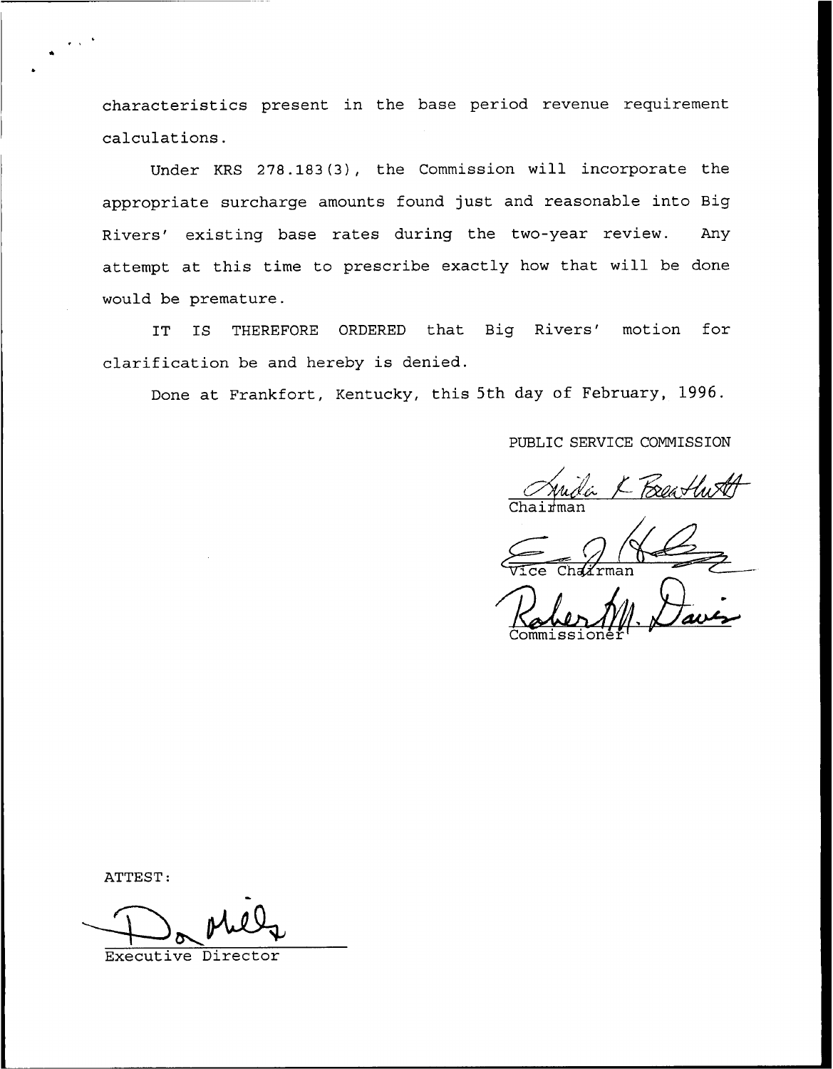characteristics present in the base period revenue requirement calculations.

Under KRS 278.183(3), the Commission will incorporate the appropriate surcharge amounts found just and reasonable into Big Rivers' existing base rates during the two-year review. Any attempt at this time to prescribe exactly how that will be done would be premature.

IT IS THEREFORE ORDERED that Big Rivers' motion for clarification be and hereby is denied.

Done at Frankfort, Kentucky, this 5th day of February, 1996.

PUBLIC SERVICE COMMISSION

Chairman

Vice Chairman

Commissioner

ATTEST:

Executive Director